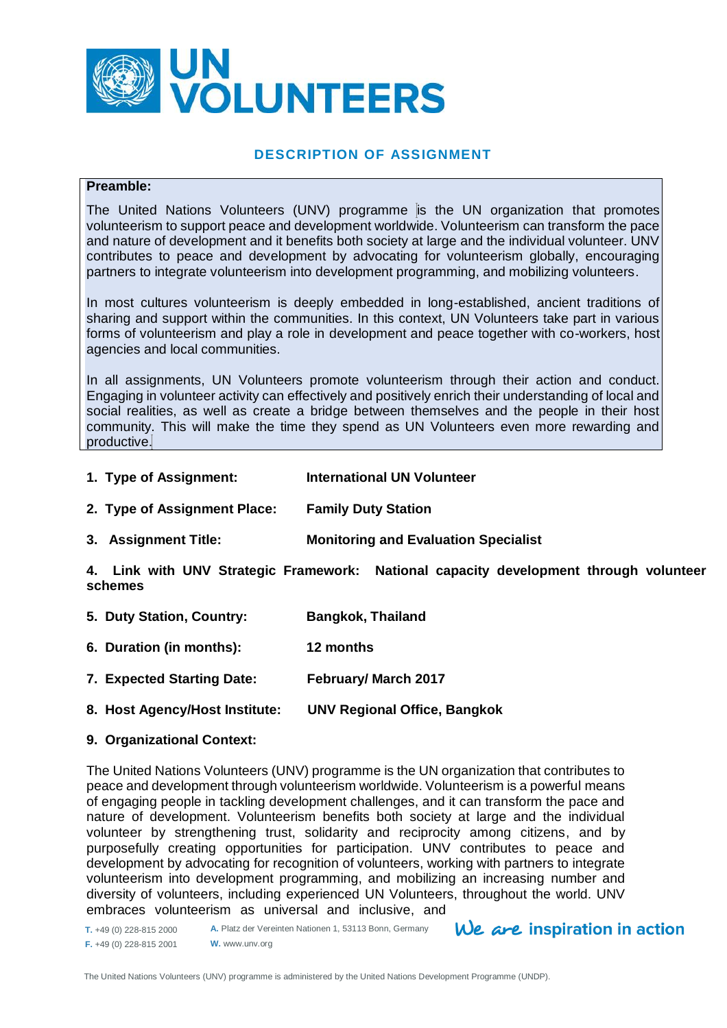# UN VOLUNTEERS

## DESCRIPTION OF ASSIGNMENT

**Preamble:**

The United Nations Volunteers (UNV) programme is the UN organization that promotes volunteerism to support peace and development worldwide. Volunteerism can transform the pace and nature of development and it benefits both society at large and the individual volunteer. UNV contributes to peace and development by advocating for volunteerism globally, encouraging partners to integrate volunteerism into development programming, and mobilizing volunteers.

In most cultures volunteerism is deeply embedded in long-established, ancient traditions of sharing and support within the communities. In this context, UN Volunteers take part in various forms of volunteerism and play a role in development and peace together with co-workers, host agencies and local communities.

In all assignments, UN Volunteers promote volunteerism through their action and conduct. Engaging in volunteer activity can effectively and positively enrich their understanding of local and social realities, as well as create a bridge between themselves and the people in their host community. This will make the time they spend as UN Volunteers even more rewarding and productive.

1. **Type of Assignment:** **International UN Volunteer**
2. **Type of Assignment Place:** **Family Duty Station**
3. **Assignment Title:** **Monitoring and Evaluation Specialist**
4. **Link with UNV Strategic Framework: National capacity development through volunteer schemes**
5. **Duty Station, Country:** **Bangkok, Thailand**
6. **Duration (in months):** **12 months**
7. **Expected Starting Date:** **February/ March 2017**
8. **Host Agency/Host Institute:** **UNV Regional Office, Bangkok**
9. **Organizational Context:**

The United Nations Volunteers (UNV) programme is the UN organization that contributes to peace and development through volunteerism worldwide. Volunteerism is a powerful means of engaging people in tackling development challenges, and it can transform the pace and nature of development. Volunteerism benefits both society at large and the individual volunteer by strengthening trust, solidarity and reciprocity among citizens, and by purposefully creating opportunities for participation. UNV contributes to peace and development by advocating for recognition of volunteers, working with partners to integrate volunteerism into development programming, and mobilizing an increasing number and diversity of volunteers, including experienced UN Volunteers, throughout the world. UNV embraces volunteerism as universal and inclusive, and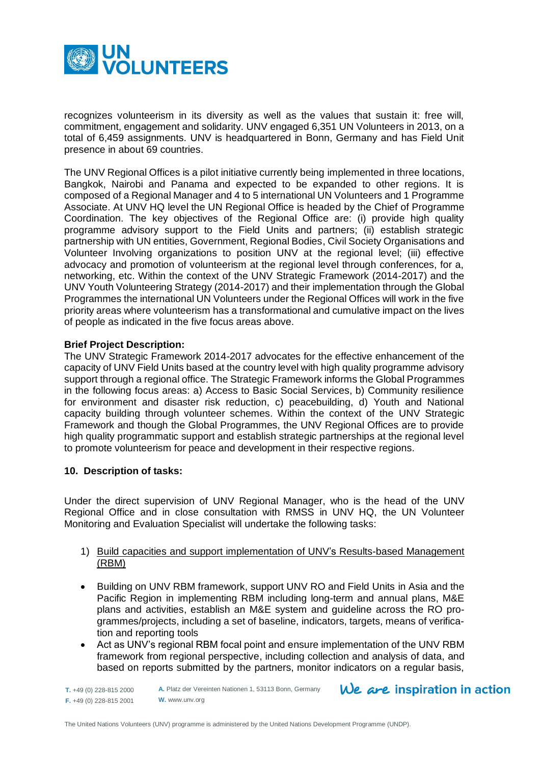recognizes volunteerism in its diversity as well as the values that sustain it: free will, commitment, engagement and solidarity. UNV engaged 6,351 UN Volunteers in 2013, on a total of 6,459 assignments. UNV is headquartered in Bonn, Germany and has Field Unit presence in about 69 countries.

The UNV Regional Offices is a pilot initiative currently being implemented in three locations, Bangkok, Nairobi and Panama and expected to be expanded to other regions. It is composed of a Regional Manager and 4 to 5 international UN Volunteers and 1 Programme Associate. At UNV HQ level the UN Regional Office is headed by the Chief of Programme Coordination. The key objectives of the Regional Office are: (i) provide high quality programme advisory support to the Field Units and partners; (ii) establish strategic partnership with UN entities, Government, Regional Bodies, Civil Society Organisations and Volunteer Involving organizations to position UNV at the regional level; (iii) effective advocacy and promotion of volunteerism at the regional level through conferences, for a, networking, etc. Within the context of the UNV Strategic Framework (2014-2017) and the UNV Youth Volunteering Strategy (2014-2017) and their implementation through the Global Programmes the international UN Volunteers under the Regional Offices will work in the five priority areas where volunteerism has a transformational and cumulative impact on the lives of people as indicated in the five focus areas above.

**Brief Project Description:**
The UNV Strategic Framework 2014-2017 advocates for the effective enhancement of the capacity of UNV Field Units based at the country level with high quality programme advisory support through a regional office. The Strategic Framework informs the Global Programmes in the following focus areas: a) Access to Basic Social Services, b) Community resilience for environment and disaster risk reduction, c) peacebuilding, d) Youth and National capacity building through volunteer schemes. Within the context of the UNV Strategic Framework and though the Global Programmes, the UNV Regional Offices are to provide high quality programmatic support and establish strategic partnerships at the regional level to promote volunteerism for peace and development in their respective regions.

**10. Description of tasks:**

Under the direct supervision of UNV Regional Manager, who is the head of the UNV Regional Office and in close consultation with RMSS in UNV HQ, the UN Volunteer Monitoring and Evaluation Specialist will undertake the following tasks:

1) Build capacities and support implementation of UNV's Results-based Management (RBM)

- Building on UNV RBM framework, support UNV RO and Field Units in Asia and the Pacific Region in implementing RBM including long-term and annual plans, M&E plans and activities, establish an M&E system and guideline across the RO programmes/projects, including a set of baseline, indicators, targets, means of verification and reporting tools
- Act as UNV's regional RBM focal point and ensure implementation of the UNV RBM framework from regional perspective, including collection and analysis of data, and based on reports submitted by the partners, monitor indicators on a regular basis,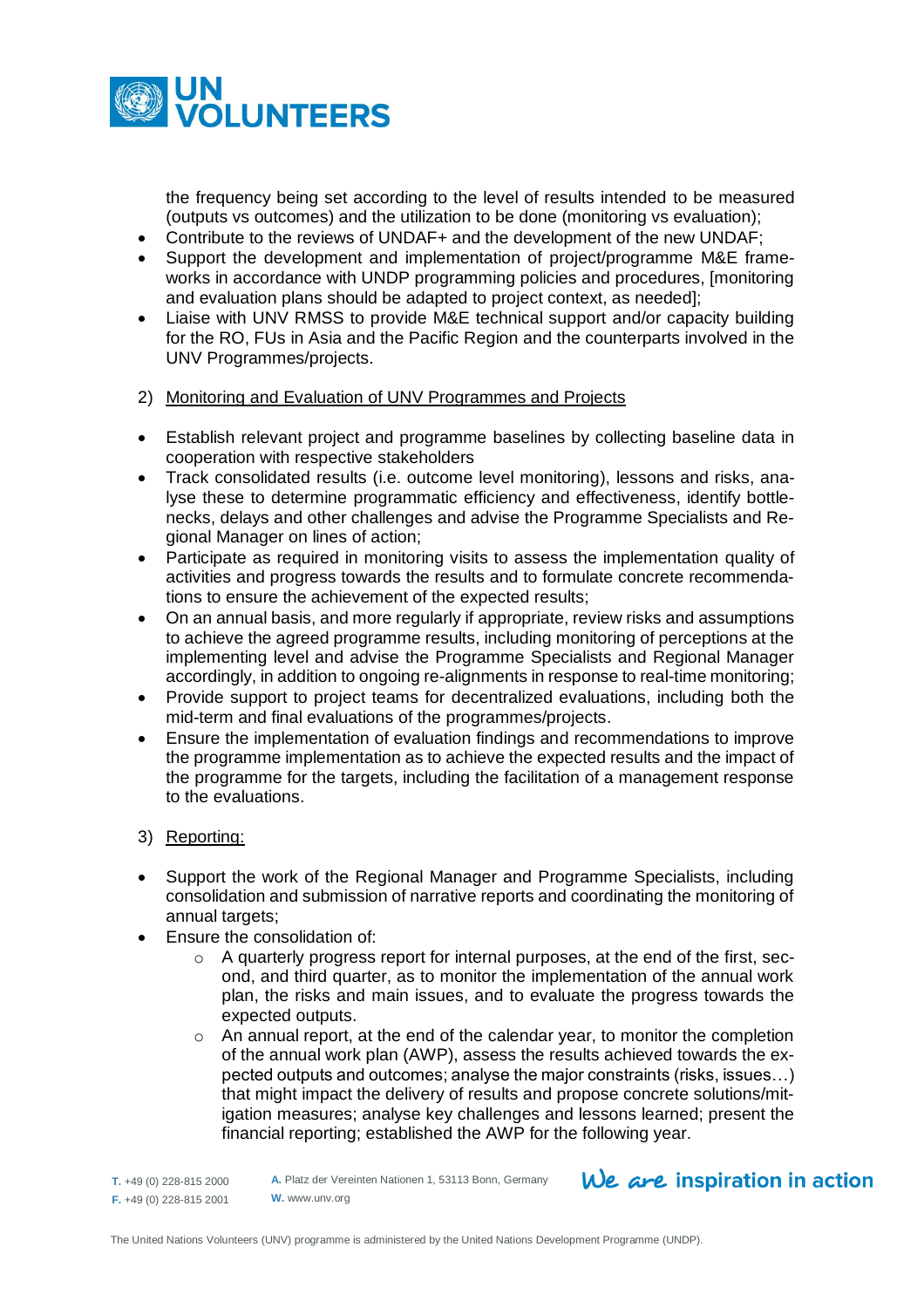the frequency being set according to the level of results intended to be measured (outputs vs outcomes) and the utilization to be done (monitoring vs evaluation);

- Contribute to the reviews of UNDAF+ and the development of the new UNDAF;
- Support the development and implementation of project/programme M&E frameworks in accordance with UNDP programming policies and procedures, [monitoring and evaluation plans should be adapted to project context, as needed];
- Liaise with UNV RMSS to provide M&E technical support and/or capacity building for the RO, FUs in Asia and the Pacific Region and the counterparts involved in the UNV Programmes/projects.

2) Monitoring and Evaluation of UNV Programmes and Projects

- Establish relevant project and programme baselines by collecting baseline data in cooperation with respective stakeholders
- Track consolidated results (i.e. outcome level monitoring), lessons and risks, analyse these to determine programmatic efficiency and effectiveness, identify bottlenecks, delays and other challenges and advise the Programme Specialists and Regional Manager on lines of action;
- Participate as required in monitoring visits to assess the implementation quality of activities and progress towards the results and to formulate concrete recommendations to ensure the achievement of the expected results;
- On an annual basis, and more regularly if appropriate, review risks and assumptions to achieve the agreed programme results, including monitoring of perceptions at the implementing level and advise the Programme Specialists and Regional Manager accordingly, in addition to ongoing re-alignments in response to real-time monitoring;
- Provide support to project teams for decentralized evaluations, including both the mid-term and final evaluations of the programmes/projects.
- Ensure the implementation of evaluation findings and recommendations to improve the programme implementation as to achieve the expected results and the impact of the programme for the targets, including the facilitation of a management response to the evaluations.

3) Reporting:

- Support the work of the Regional Manager and Programme Specialists, including consolidation and submission of narrative reports and coordinating the monitoring of annual targets;
- Ensure the consolidation of:
  - A quarterly progress report for internal purposes, at the end of the first, second, and third quarter, as to monitor the implementation of the annual work plan, the risks and main issues, and to evaluate the progress towards the expected outputs.
  - An annual report, at the end of the calendar year, to monitor the completion of the annual work plan (AWP), assess the results achieved towards the expected outputs and outcomes; analyse the major constraints (risks, issues…) that might impact the delivery of results and propose concrete solutions/mitigation measures; analyse key challenges and lessons learned; present the financial reporting; established the AWP for the following year.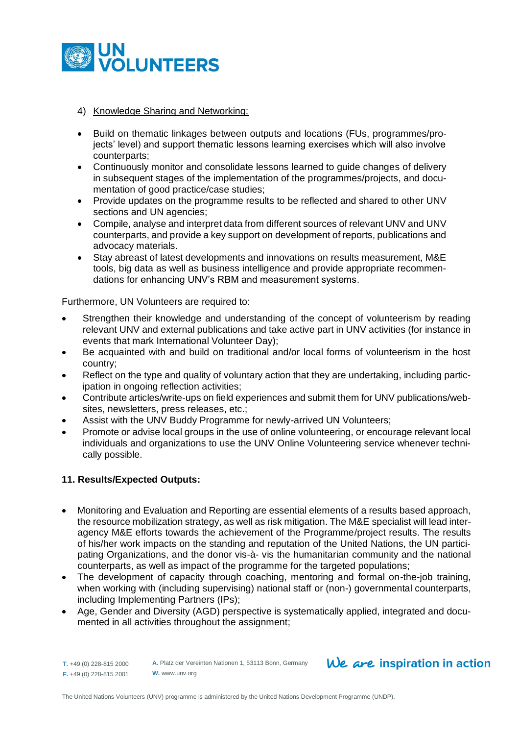4) Knowledge Sharing and Networking:

- Build on thematic linkages between outputs and locations (FUs, programmes/projects' level) and support thematic lessons learning exercises which will also involve counterparts;
- Continuously monitor and consolidate lessons learned to guide changes of delivery in subsequent stages of the implementation of the programmes/projects, and documentation of good practice/case studies;
- Provide updates on the programme results to be reflected and shared to other UNV sections and UN agencies;
- Compile, analyse and interpret data from different sources of relevant UNV and UNV counterparts, and provide a key support on development of reports, publications and advocacy materials.
- Stay abreast of latest developments and innovations on results measurement, M&E tools, big data as well as business intelligence and provide appropriate recommendations for enhancing UNV's RBM and measurement systems.

Furthermore, UN Volunteers are required to:

- Strengthen their knowledge and understanding of the concept of volunteerism by reading relevant UNV and external publications and take active part in UNV activities (for instance in events that mark International Volunteer Day);
- Be acquainted with and build on traditional and/or local forms of volunteerism in the host country;
- Reflect on the type and quality of voluntary action that they are undertaking, including participation in ongoing reflection activities;
- Contribute articles/write-ups on field experiences and submit them for UNV publications/websites, newsletters, press releases, etc.;
- Assist with the UNV Buddy Programme for newly-arrived UN Volunteers;
- Promote or advise local groups in the use of online volunteering, or encourage relevant local individuals and organizations to use the UNV Online Volunteering service whenever technically possible.

**11. Results/Expected Outputs:**

- Monitoring and Evaluation and Reporting are essential elements of a results based approach, the resource mobilization strategy, as well as risk mitigation. The M&E specialist will lead inter-agency M&E efforts towards the achievement of the Programme/project results. The results of his/her work impacts on the standing and reputation of the United Nations, the UN participating Organizations, and the donor vis-à- vis the humanitarian community and the national counterparts, as well as impact of the programme for the targeted populations;
- The development of capacity through coaching, mentoring and formal on-the-job training, when working with (including supervising) national staff or (non-) governmental counterparts, including Implementing Partners (IPs);
- Age, Gender and Diversity (AGD) perspective is systematically applied, integrated and documented in all activities throughout the assignment;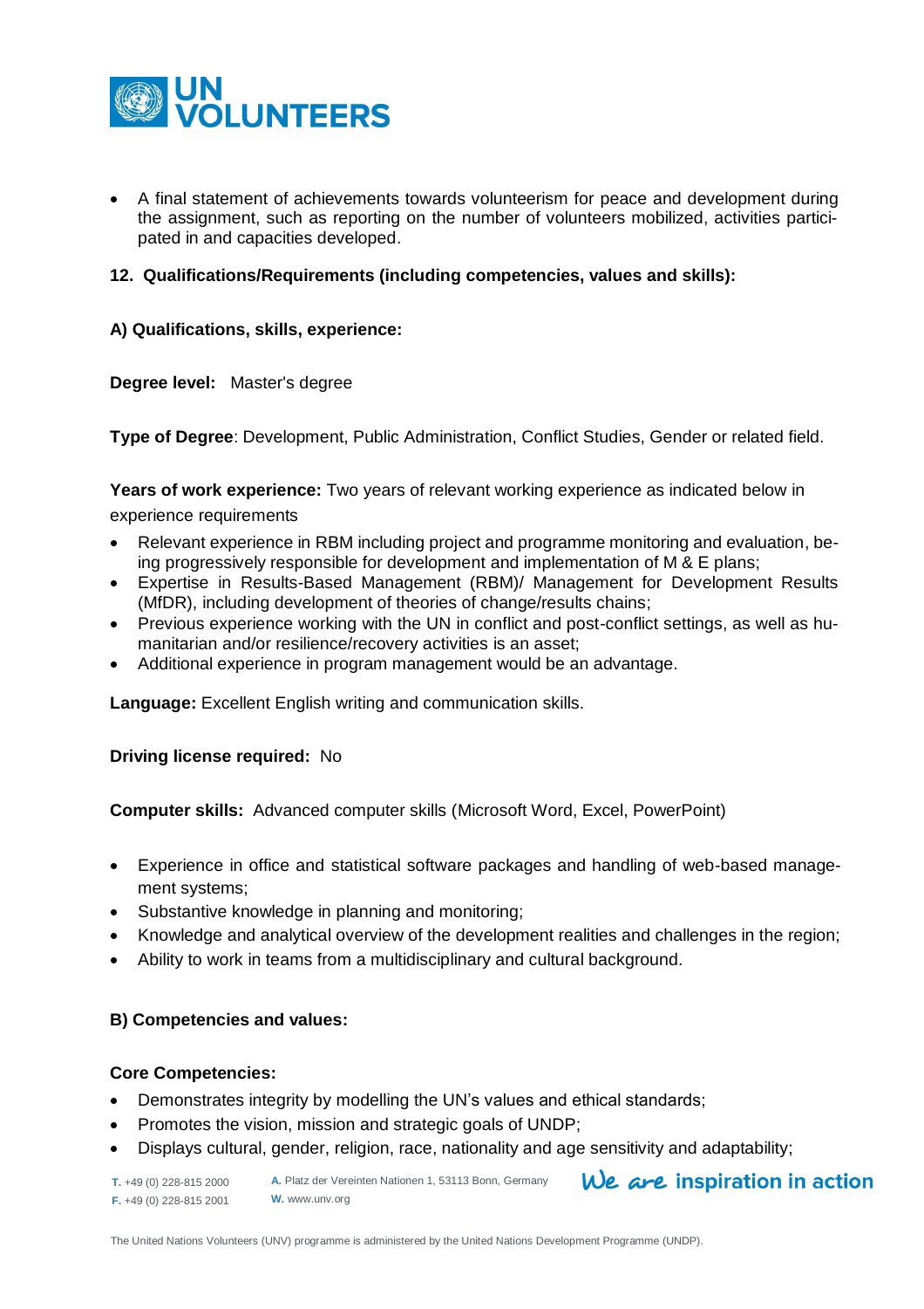- A final statement of achievements towards volunteerism for peace and development during the assignment, such as reporting on the number of volunteers mobilized, activities participated in and capacities developed.

**12. Qualifications/Requirements (including competencies, values and skills):**

**A) Qualifications, skills, experience:**

**Degree level:** Master's degree

**Type of Degree**: Development, Public Administration, Conflict Studies, Gender or related field.

**Years of work experience:** Two years of relevant working experience as indicated below in experience requirements

- Relevant experience in RBM including project and programme monitoring and evaluation, being progressively responsible for development and implementation of M & E plans;
- Expertise in Results-Based Management (RBM)/ Management for Development Results (MfDR), including development of theories of change/results chains;
- Previous experience working with the UN in conflict and post-conflict settings, as well as humanitarian and/or resilience/recovery activities is an asset;
- Additional experience in program management would be an advantage.

**Language:** Excellent English writing and communication skills.

**Driving license required:** No

**Computer skills:** Advanced computer skills (Microsoft Word, Excel, PowerPoint)

- Experience in office and statistical software packages and handling of web-based management systems;
- Substantive knowledge in planning and monitoring;
- Knowledge and analytical overview of the development realities and challenges in the region;
- Ability to work in teams from a multidisciplinary and cultural background.

**B) Competencies and values:**

**Core Competencies:**

- Demonstrates integrity by modelling the UN's values and ethical standards;
- Promotes the vision, mission and strategic goals of UNDP;
- Displays cultural, gender, religion, race, nationality and age sensitivity and adaptability;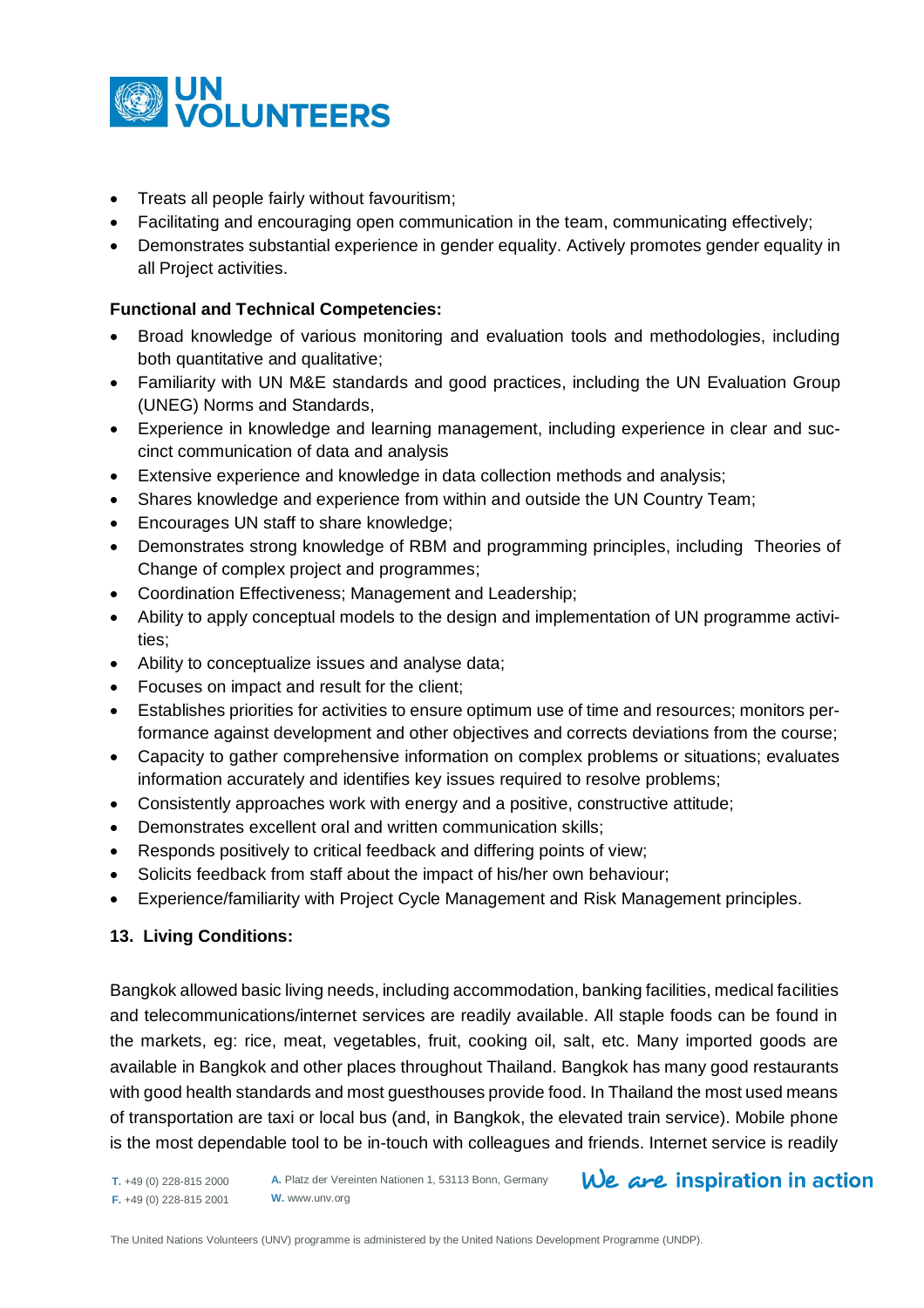- Treats all people fairly without favouritism;
- Facilitating and encouraging open communication in the team, communicating effectively;
- Demonstrates substantial experience in gender equality. Actively promotes gender equality in all Project activities.

**Functional and Technical Competencies:**

- Broad knowledge of various monitoring and evaluation tools and methodologies, including both quantitative and qualitative;
- Familiarity with UN M&E standards and good practices, including the UN Evaluation Group (UNEG) Norms and Standards,
- Experience in knowledge and learning management, including experience in clear and succinct communication of data and analysis
- Extensive experience and knowledge in data collection methods and analysis;
- Shares knowledge and experience from within and outside the UN Country Team;
- Encourages UN staff to share knowledge;
- Demonstrates strong knowledge of RBM and programming principles, including Theories of Change of complex project and programmes;
- Coordination Effectiveness; Management and Leadership;
- Ability to apply conceptual models to the design and implementation of UN programme activities;
- Ability to conceptualize issues and analyse data;
- Focuses on impact and result for the client;
- Establishes priorities for activities to ensure optimum use of time and resources; monitors performance against development and other objectives and corrects deviations from the course;
- Capacity to gather comprehensive information on complex problems or situations; evaluates information accurately and identifies key issues required to resolve problems;
- Consistently approaches work with energy and a positive, constructive attitude;
- Demonstrates excellent oral and written communication skills;
- Responds positively to critical feedback and differing points of view;
- Solicits feedback from staff about the impact of his/her own behaviour;
- Experience/familiarity with Project Cycle Management and Risk Management principles.

**13. Living Conditions:**

Bangkok allowed basic living needs, including accommodation, banking facilities, medical facilities and telecommunications/internet services are readily available. All staple foods can be found in the markets, eg: rice, meat, vegetables, fruit, cooking oil, salt, etc. Many imported goods are available in Bangkok and other places throughout Thailand. Bangkok has many good restaurants with good health standards and most guesthouses provide food. In Thailand the most used means of transportation are taxi or local bus (and, in Bangkok, the elevated train service). Mobile phone is the most dependable tool to be in-touch with colleagues and friends. Internet service is readily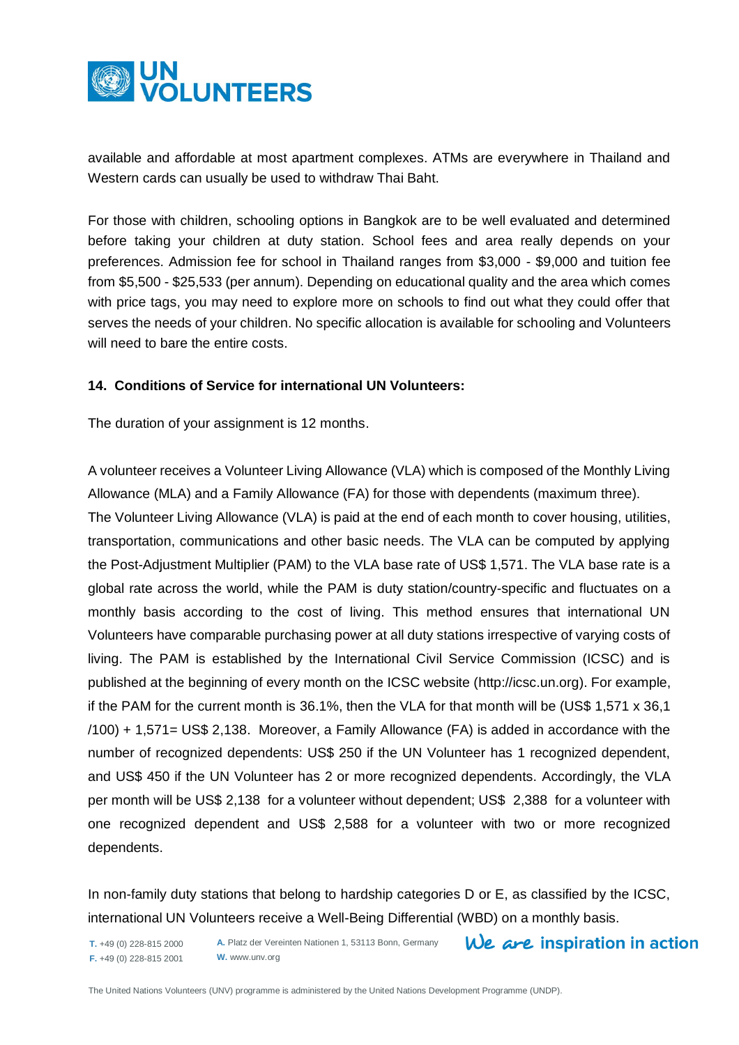available and affordable at most apartment complexes. ATMs are everywhere in Thailand and Western cards can usually be used to withdraw Thai Baht.

For those with children, schooling options in Bangkok are to be well evaluated and determined before taking your children at duty station. School fees and area really depends on your preferences. Admission fee for school in Thailand ranges from $3,000 - $9,000 and tuition fee from $5,500 - $25,533 (per annum). Depending on educational quality and the area which comes with price tags, you may need to explore more on schools to find out what they could offer that serves the needs of your children. No specific allocation is available for schooling and Volunteers will need to bare the entire costs.

**14. Conditions of Service for international UN Volunteers:**

The duration of your assignment is 12 months.

A volunteer receives a Volunteer Living Allowance (VLA) which is composed of the Monthly Living Allowance (MLA) and a Family Allowance (FA) for those with dependents (maximum three).
The Volunteer Living Allowance (VLA) is paid at the end of each month to cover housing, utilities, transportation, communications and other basic needs. The VLA can be computed by applying the Post-Adjustment Multiplier (PAM) to the VLA base rate of US$ 1,571. The VLA base rate is a global rate across the world, while the PAM is duty station/country-specific and fluctuates on a monthly basis according to the cost of living. This method ensures that international UN Volunteers have comparable purchasing power at all duty stations irrespective of varying costs of living. The PAM is established by the International Civil Service Commission (ICSC) and is published at the beginning of every month on the ICSC website (http://icsc.un.org). For example, if the PAM for the current month is 36.1%, then the VLA for that month will be (US$ 1,571 x 36,1 /100) + 1,571= US$ 2,138. Moreover, a Family Allowance (FA) is added in accordance with the number of recognized dependents: US$ 250 if the UN Volunteer has 1 recognized dependent, and US$ 450 if the UN Volunteer has 2 or more recognized dependents. Accordingly, the VLA per month will be US$ 2,138 for a volunteer without dependent; US$ 2,388 for a volunteer with one recognized dependent and US$ 2,588 for a volunteer with two or more recognized dependents.

In non-family duty stations that belong to hardship categories D or E, as classified by the ICSC, international UN Volunteers receive a Well-Being Differential (WBD) on a monthly basis.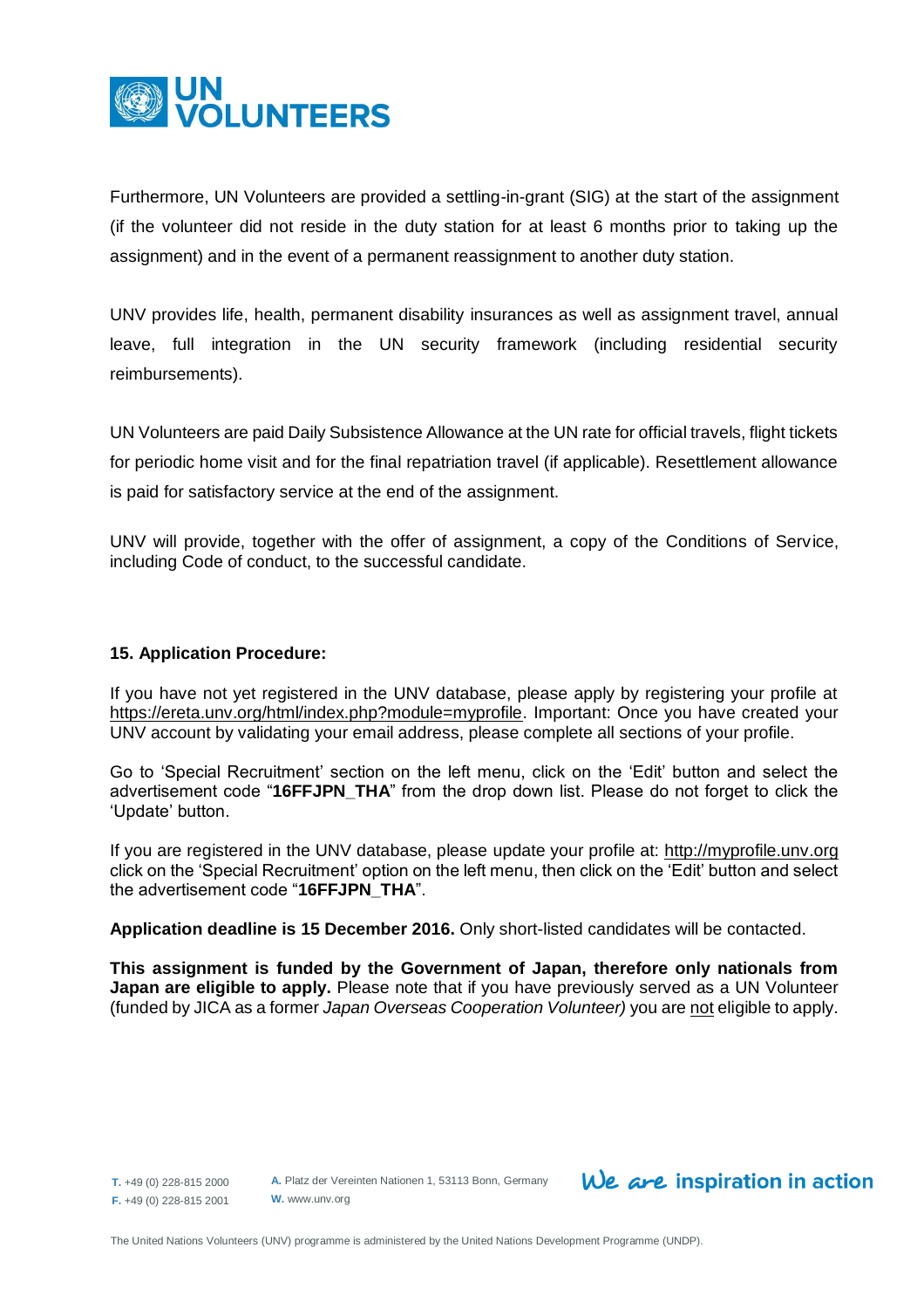Furthermore, UN Volunteers are provided a settling-in-grant (SIG) at the start of the assignment (if the volunteer did not reside in the duty station for at least 6 months prior to taking up the assignment) and in the event of a permanent reassignment to another duty station.

UNV provides life, health, permanent disability insurances as well as assignment travel, annual leave, full integration in the UN security framework (including residential security reimbursements).

UN Volunteers are paid Daily Subsistence Allowance at the UN rate for official travels, flight tickets for periodic home visit and for the final repatriation travel (if applicable). Resettlement allowance is paid for satisfactory service at the end of the assignment.

UNV will provide, together with the offer of assignment, a copy of the Conditions of Service, including Code of conduct, to the successful candidate.

**15. Application Procedure:**

If you have not yet registered in the UNV database, please apply by registering your profile at https://ereta.unv.org/html/index.php?module=myprofile. Important: Once you have created your UNV account by validating your email address, please complete all sections of your profile.

Go to 'Special Recruitment' section on the left menu, click on the 'Edit' button and select the advertisement code "**16FFJPN_THA**" from the drop down list. Please do not forget to click the 'Update' button.

If you are registered in the UNV database, please update your profile at: http://myprofile.unv.org click on the 'Special Recruitment' option on the left menu, then click on the 'Edit' button and select the advertisement code "**16FFJPN_THA**".

**Application deadline is 15 December 2016.** Only short-listed candidates will be contacted.

**This assignment is funded by the Government of Japan, therefore only nationals from Japan are eligible to apply.** Please note that if you have previously served as a UN Volunteer (funded by JICA as a former *Japan Overseas Cooperation Volunteer)* you are not eligible to apply.